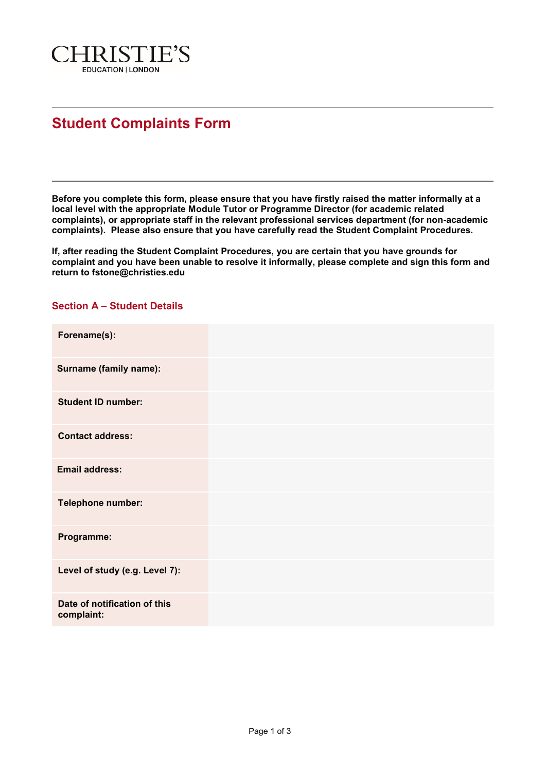CHRISTIE'S
EDUCATION | LONDON

# Student Complaints Form

**Before you complete this form, please ensure that you have firstly raised the matter informally at a local level with the appropriate Module Tutor or Programme Director (for academic related complaints), or appropriate staff in the relevant professional services department (for non-academic complaints). Please also ensure that you have carefully read the Student Complaint Procedures.**

**If, after reading the Student Complaint Procedures, you are certain that you have grounds for complaint and you have been unable to resolve it informally, please complete and sign this form and return to fstone@christies.edu**

## Section A – Student Details

| | |
|---|---|
| **Forename(s):** | |
| **Surname (family name):** | |
| **Student ID number:** | |
| **Contact address:** | |
| **Email address:** | |
| **Telephone number:** | |
| **Programme:** | |
| **Level of study (e.g. Level 7):** | |
| **Date of notification of this complaint:** | |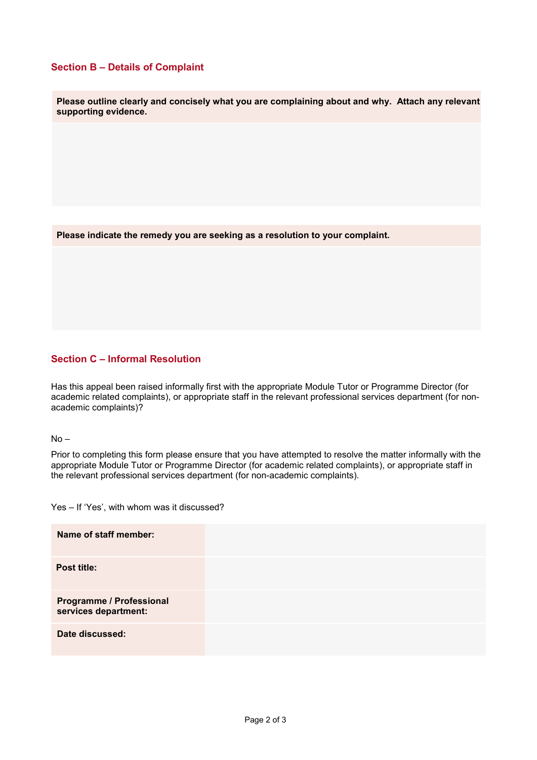## Section B – Details of Complaint

| **Please outline clearly and concisely what you are complaining about and why.  Attach any relevant supporting evidence.** |
| --- |
| |

| **Please indicate the remedy you are seeking as a resolution to your complaint.** |
| --- |
| |

## Section C – Informal Resolution

Has this appeal been raised informally first with the appropriate Module Tutor or Programme Director (for academic related complaints), or appropriate staff in the relevant professional services department (for non-academic complaints)?

No –

Prior to completing this form please ensure that you have attempted to resolve the matter informally with the appropriate Module Tutor or Programme Director (for academic related complaints), or appropriate staff in the relevant professional services department (for non-academic complaints).

Yes – If 'Yes', with whom was it discussed?

| | |
| --- | --- |
| **Name of staff member:** | |
| **Post title:** | |
| **Programme / Professional services department:** | |
| **Date discussed:** | |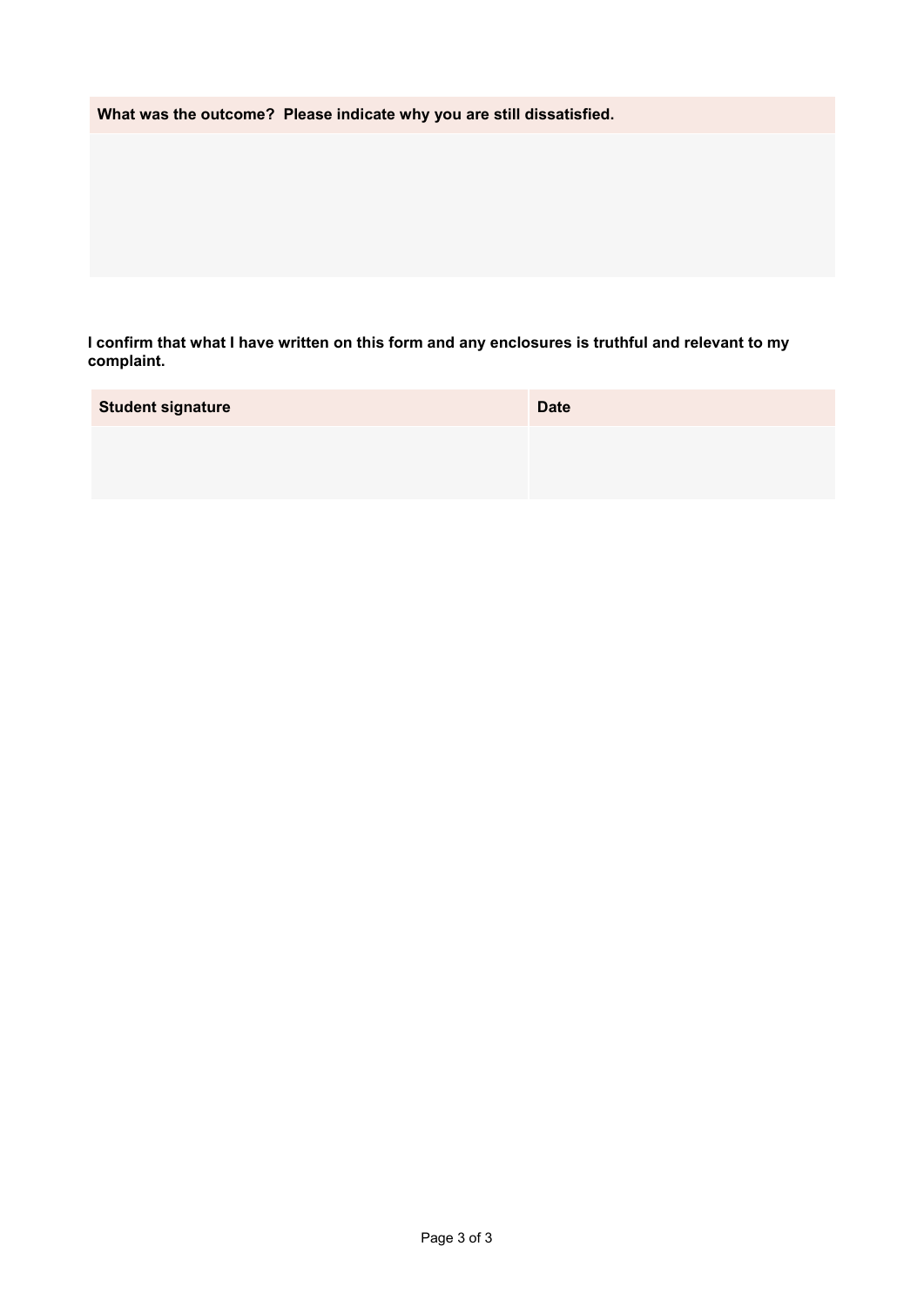| What was the outcome?  Please indicate why you are still dissatisfied. |
| --- |
| |

**I confirm that what I have written on this form and any enclosures is truthful and relevant to my complaint.**

| Student signature | Date |
| --- | --- |
| | |